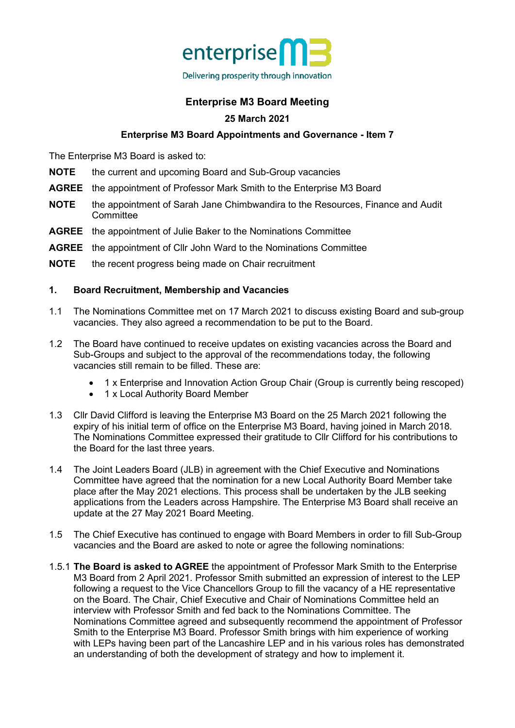enterprise M3

Delivering prosperity through innovation

# Enterprise M3 Board Meeting

## 25 March 2021

## Enterprise M3 Board Appointments and Governance - Item 7

The Enterprise M3 Board is asked to:

**NOTE** the current and upcoming Board and Sub-Group vacancies

**AGREE** the appointment of Professor Mark Smith to the Enterprise M3 Board

**NOTE** the appointment of Sarah Jane Chimbwandira to the Resources, Finance and Audit Committee

**AGREE** the appointment of Julie Baker to the Nominations Committee

**AGREE** the appointment of Cllr John Ward to the Nominations Committee

**NOTE** the recent progress being made on Chair recruitment

### 1. Board Recruitment, Membership and Vacancies

1.1 The Nominations Committee met on 17 March 2021 to discuss existing Board and sub-group vacancies. They also agreed a recommendation to be put to the Board.

1.2 The Board have continued to receive updates on existing vacancies across the Board and Sub-Groups and subject to the approval of the recommendations today, the following vacancies still remain to be filled. These are:

- 1 x Enterprise and Innovation Action Group Chair (Group is currently being rescoped)
- 1 x Local Authority Board Member

1.3 Cllr David Clifford is leaving the Enterprise M3 Board on the 25 March 2021 following the expiry of his initial term of office on the Enterprise M3 Board, having joined in March 2018. The Nominations Committee expressed their gratitude to Cllr Clifford for his contributions to the Board for the last three years.

1.4 The Joint Leaders Board (JLB) in agreement with the Chief Executive and Nominations Committee have agreed that the nomination for a new Local Authority Board Member take place after the May 2021 elections. This process shall be undertaken by the JLB seeking applications from the Leaders across Hampshire. The Enterprise M3 Board shall receive an update at the 27 May 2021 Board Meeting.

1.5 The Chief Executive has continued to engage with Board Members in order to fill Sub-Group vacancies and the Board are asked to note or agree the following nominations:

1.5.1 **The Board is asked to AGREE** the appointment of Professor Mark Smith to the Enterprise M3 Board from 2 April 2021. Professor Smith submitted an expression of interest to the LEP following a request to the Vice Chancellors Group to fill the vacancy of a HE representative on the Board. The Chair, Chief Executive and Chair of Nominations Committee held an interview with Professor Smith and fed back to the Nominations Committee. The Nominations Committee agreed and subsequently recommend the appointment of Professor Smith to the Enterprise M3 Board. Professor Smith brings with him experience of working with LEPs having been part of the Lancashire LEP and in his various roles has demonstrated an understanding of both the development of strategy and how to implement it.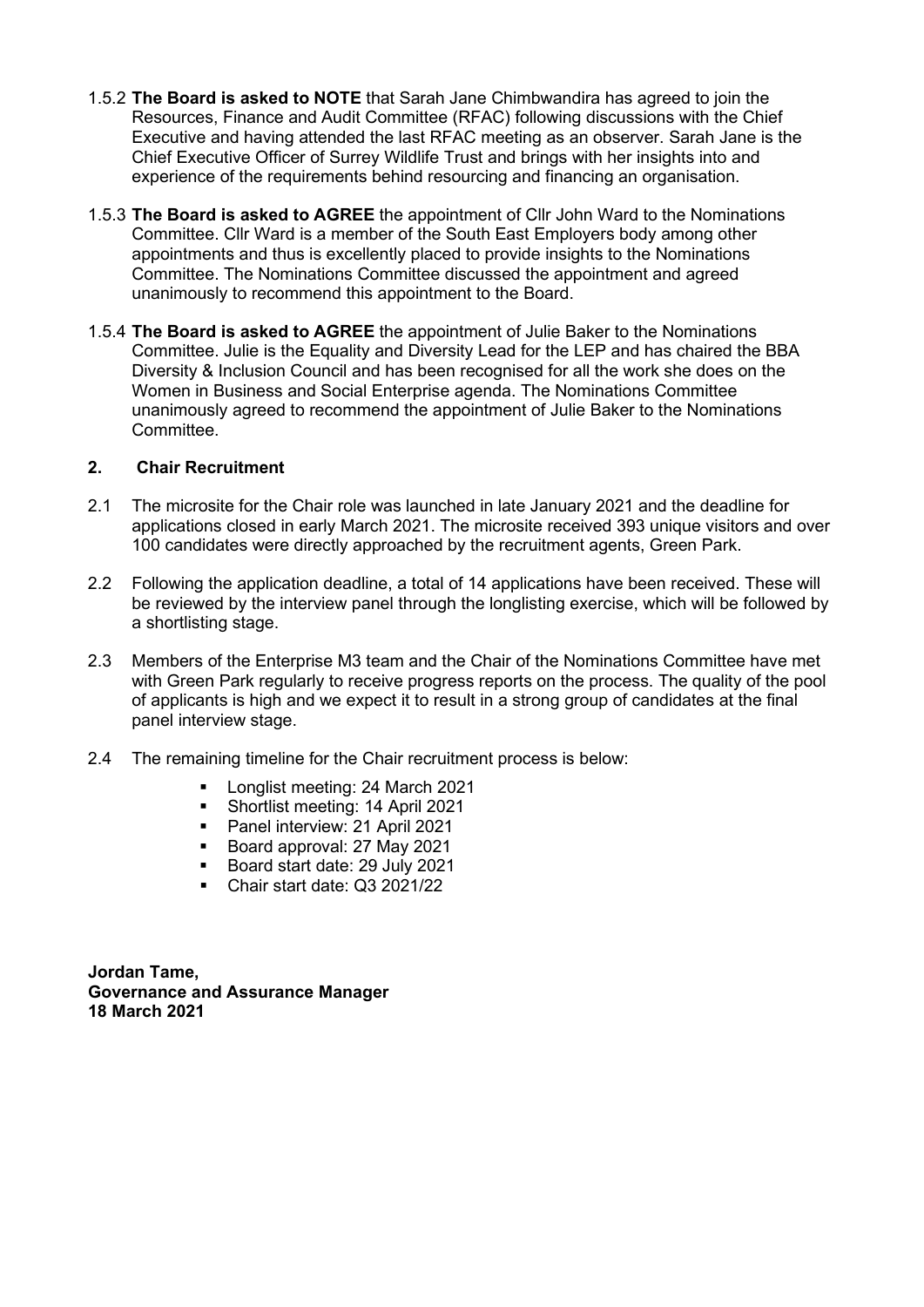1.5.2 **The Board is asked to NOTE** that Sarah Jane Chimbwandira has agreed to join the Resources, Finance and Audit Committee (RFAC) following discussions with the Chief Executive and having attended the last RFAC meeting as an observer. Sarah Jane is the Chief Executive Officer of Surrey Wildlife Trust and brings with her insights into and experience of the requirements behind resourcing and financing an organisation.

1.5.3 **The Board is asked to AGREE** the appointment of Cllr John Ward to the Nominations Committee. Cllr Ward is a member of the South East Employers body among other appointments and thus is excellently placed to provide insights to the Nominations Committee. The Nominations Committee discussed the appointment and agreed unanimously to recommend this appointment to the Board.

1.5.4 **The Board is asked to AGREE** the appointment of Julie Baker to the Nominations Committee. Julie is the Equality and Diversity Lead for the LEP and has chaired the BBA Diversity & Inclusion Council and has been recognised for all the work she does on the Women in Business and Social Enterprise agenda. The Nominations Committee unanimously agreed to recommend the appointment of Julie Baker to the Nominations Committee.

## 2. Chair Recruitment

2.1 The microsite for the Chair role was launched in late January 2021 and the deadline for applications closed in early March 2021. The microsite received 393 unique visitors and over 100 candidates were directly approached by the recruitment agents, Green Park.

2.2 Following the application deadline, a total of 14 applications have been received. These will be reviewed by the interview panel through the longlisting exercise, which will be followed by a shortlisting stage.

2.3 Members of the Enterprise M3 team and the Chair of the Nominations Committee have met with Green Park regularly to receive progress reports on the process. The quality of the pool of applicants is high and we expect it to result in a strong group of candidates at the final panel interview stage.

2.4 The remaining timeline for the Chair recruitment process is below:

- Longlist meeting: 24 March 2021
- Shortlist meeting: 14 April 2021
- Panel interview: 21 April 2021
- Board approval: 27 May 2021
- Board start date: 29 July 2021
- Chair start date: Q3 2021/22

**Jordan Tame,**
**Governance and Assurance Manager**
**18 March 2021**